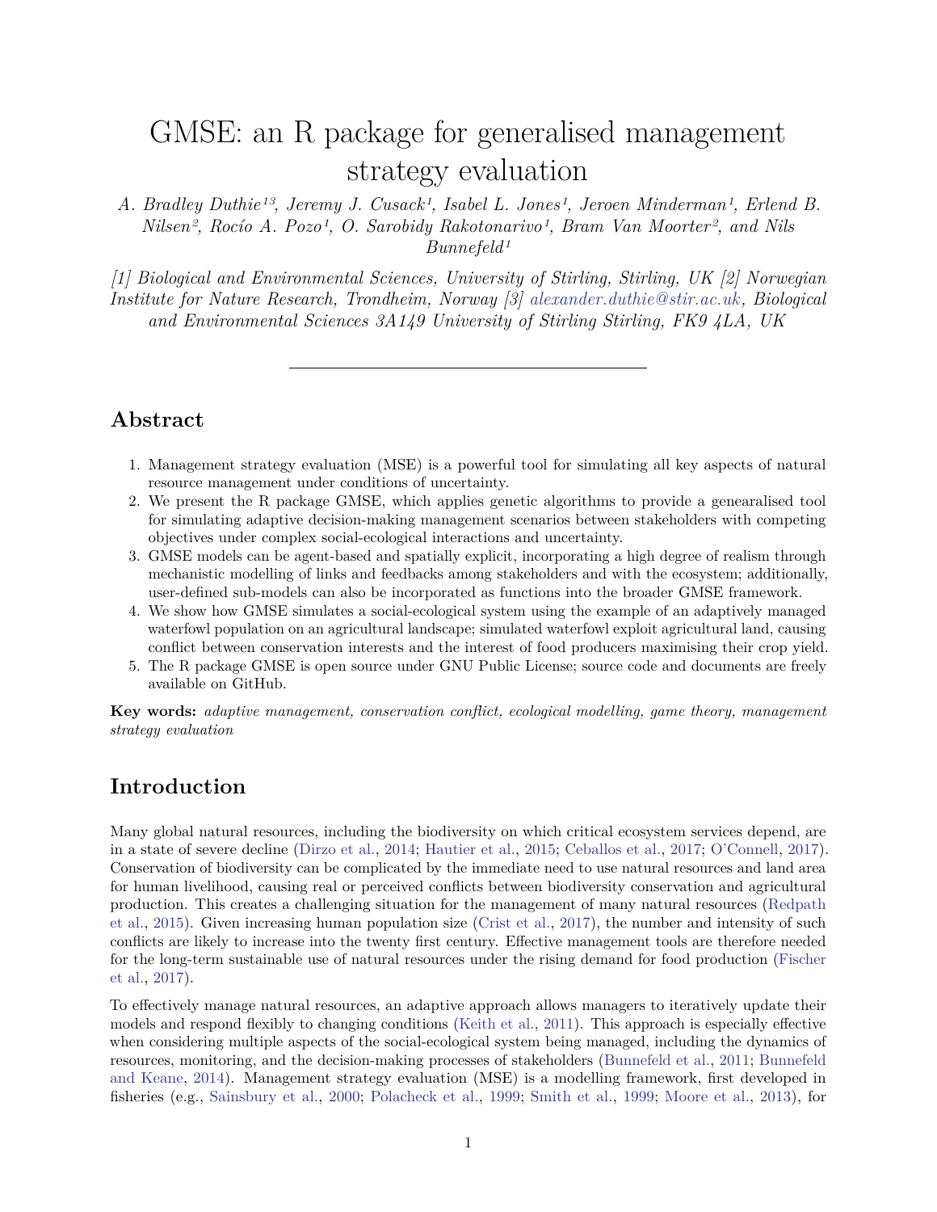# GMSE: an R package for generalised management strategy evaluation

*A. Bradley Duthie[1,3], Jeremy J. Cusack[1], Isabel L. Jones[1], Jeroen Minderman[1], Erlend B. Nilsen[2], Rocío A. Pozo[1], O. Sarobidy Rakotonarivo[1], Bram Van Moorter[2], and Nils Bunnefeld[1]*

*[1] Biological and Environmental Sciences, University of Stirling, Stirling, UK [2] Norwegian Institute for Nature Research, Trondheim, Norway [3] alexander.duthie@stir.ac.uk, Biological and Environmental Sciences 3A149 University of Stirling Stirling, FK9 4LA, UK*

---

## Abstract

1. Management strategy evaluation (MSE) is a powerful tool for simulating all key aspects of natural resource management under conditions of uncertainty.
2. We present the R package GMSE, which applies genetic algorithms to provide a genearalised tool for simulating adaptive decision-making management scenarios between stakeholders with competing objectives under complex social-ecological interactions and uncertainty.
3. GMSE models can be agent-based and spatially explicit, incorporating a high degree of realism through mechanistic modelling of links and feedbacks among stakeholders and with the ecosystem; additionally, user-defined sub-models can also be incorporated as functions into the broader GMSE framework.
4. We show how GMSE simulates a social-ecological system using the example of an adaptively managed waterfowl population on an agricultural landscape; simulated waterfowl exploit agricultural land, causing conflict between conservation interests and the interest of food producers maximising their crop yield.
5. The R package GMSE is open source under GNU Public License; source code and documents are freely available on GitHub.

**Key words:** *adaptive management, conservation conflict, ecological modelling, game theory, management strategy evaluation*

## Introduction

Many global natural resources, including the biodiversity on which critical ecosystem services depend, are in a state of severe decline (Dirzo et al., 2014; Hautier et al., 2015; Ceballos et al., 2017; O'Connell, 2017). Conservation of biodiversity can be complicated by the immediate need to use natural resources and land area for human livelihood, causing real or perceived conflicts between biodiversity conservation and agricultural production. This creates a challenging situation for the management of many natural resources (Redpath et al., 2015). Given increasing human population size (Crist et al., 2017), the number and intensity of such conflicts are likely to increase into the twenty first century. Effective management tools are therefore needed for the long-term sustainable use of natural resources under the rising demand for food production (Fischer et al., 2017).

To effectively manage natural resources, an adaptive approach allows managers to iteratively update their models and respond flexibly to changing conditions (Keith et al., 2011). This approach is especially effective when considering multiple aspects of the social-ecological system being managed, including the dynamics of resources, monitoring, and the decision-making processes of stakeholders (Bunnefeld et al., 2011; Bunnefeld and Keane, 2014). Management strategy evaluation (MSE) is a modelling framework, first developed in fisheries (e.g., Sainsbury et al., 2000; Polacheck et al., 1999; Smith et al., 1999; Moore et al., 2013), for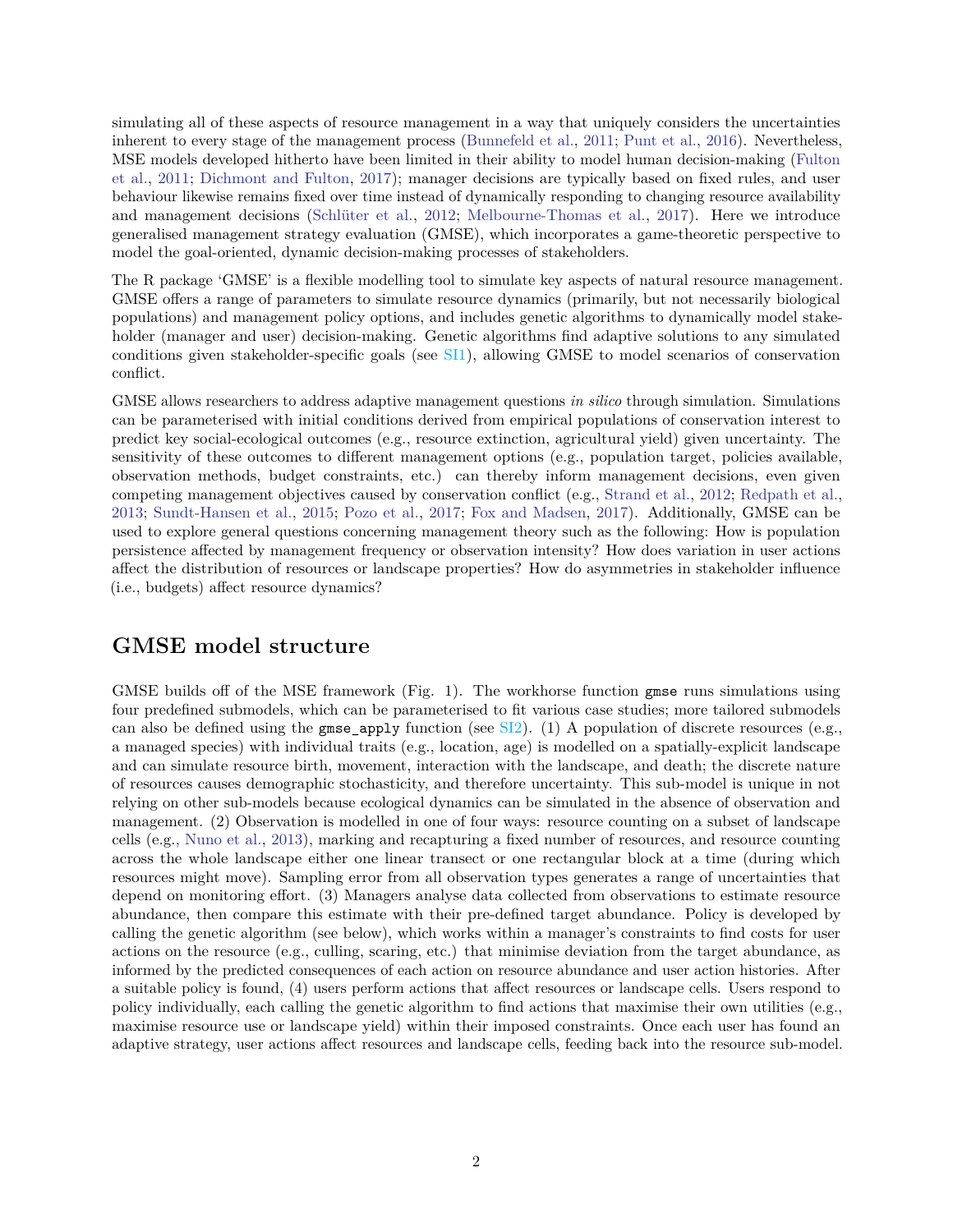simulating all of these aspects of resource management in a way that uniquely considers the uncertainties inherent to every stage of the management process (Bunnefeld et al., 2011; Punt et al., 2016). Nevertheless, MSE models developed hitherto have been limited in their ability to model human decision-making (Fulton et al., 2011; Dichmont and Fulton, 2017); manager decisions are typically based on fixed rules, and user behaviour likewise remains fixed over time instead of dynamically responding to changing resource availability and management decisions (Schlüter et al., 2012; Melbourne-Thomas et al., 2017). Here we introduce generalised management strategy evaluation (GMSE), which incorporates a game-theoretic perspective to model the goal-oriented, dynamic decision-making processes of stakeholders.

The R package 'GMSE' is a flexible modelling tool to simulate key aspects of natural resource management. GMSE offers a range of parameters to simulate resource dynamics (primarily, but not necessarily biological populations) and management policy options, and includes genetic algorithms to dynamically model stakeholder (manager and user) decision-making. Genetic algorithms find adaptive solutions to any simulated conditions given stakeholder-specific goals (see SI1), allowing GMSE to model scenarios of conservation conflict.

GMSE allows researchers to address adaptive management questions *in silico* through simulation. Simulations can be parameterised with initial conditions derived from empirical populations of conservation interest to predict key social-ecological outcomes (e.g., resource extinction, agricultural yield) given uncertainty. The sensitivity of these outcomes to different management options (e.g., population target, policies available, observation methods, budget constraints, etc.) can thereby inform management decisions, even given competing management objectives caused by conservation conflict (e.g., Strand et al., 2012; Redpath et al., 2013; Sundt-Hansen et al., 2015; Pozo et al., 2017; Fox and Madsen, 2017). Additionally, GMSE can be used to explore general questions concerning management theory such as the following: How is population persistence affected by management frequency or observation intensity? How does variation in user actions affect the distribution of resources or landscape properties? How do asymmetries in stakeholder influence (i.e., budgets) affect resource dynamics?

## GMSE model structure

GMSE builds off of the MSE framework (Fig. 1). The workhorse function `gmse` runs simulations using four predefined submodels, which can be parameterised to fit various case studies; more tailored submodels can also be defined using the `gmse_apply` function (see SI2). (1) A population of discrete resources (e.g., a managed species) with individual traits (e.g., location, age) is modelled on a spatially-explicit landscape and can simulate resource birth, movement, interaction with the landscape, and death; the discrete nature of resources causes demographic stochasticity, and therefore uncertainty. This sub-model is unique in not relying on other sub-models because ecological dynamics can be simulated in the absence of observation and management. (2) Observation is modelled in one of four ways: resource counting on a subset of landscape cells (e.g., Nuno et al., 2013), marking and recapturing a fixed number of resources, and resource counting across the whole landscape either one linear transect or one rectangular block at a time (during which resources might move). Sampling error from all observation types generates a range of uncertainties that depend on monitoring effort. (3) Managers analyse data collected from observations to estimate resource abundance, then compare this estimate with their pre-defined target abundance. Policy is developed by calling the genetic algorithm (see below), which works within a manager's constraints to find costs for user actions on the resource (e.g., culling, scaring, etc.) that minimise deviation from the target abundance, as informed by the predicted consequences of each action on resource abundance and user action histories. After a suitable policy is found, (4) users perform actions that affect resources or landscape cells. Users respond to policy individually, each calling the genetic algorithm to find actions that maximise their own utilities (e.g., maximise resource use or landscape yield) within their imposed constraints. Once each user has found an adaptive strategy, user actions affect resources and landscape cells, feeding back into the resource sub-model.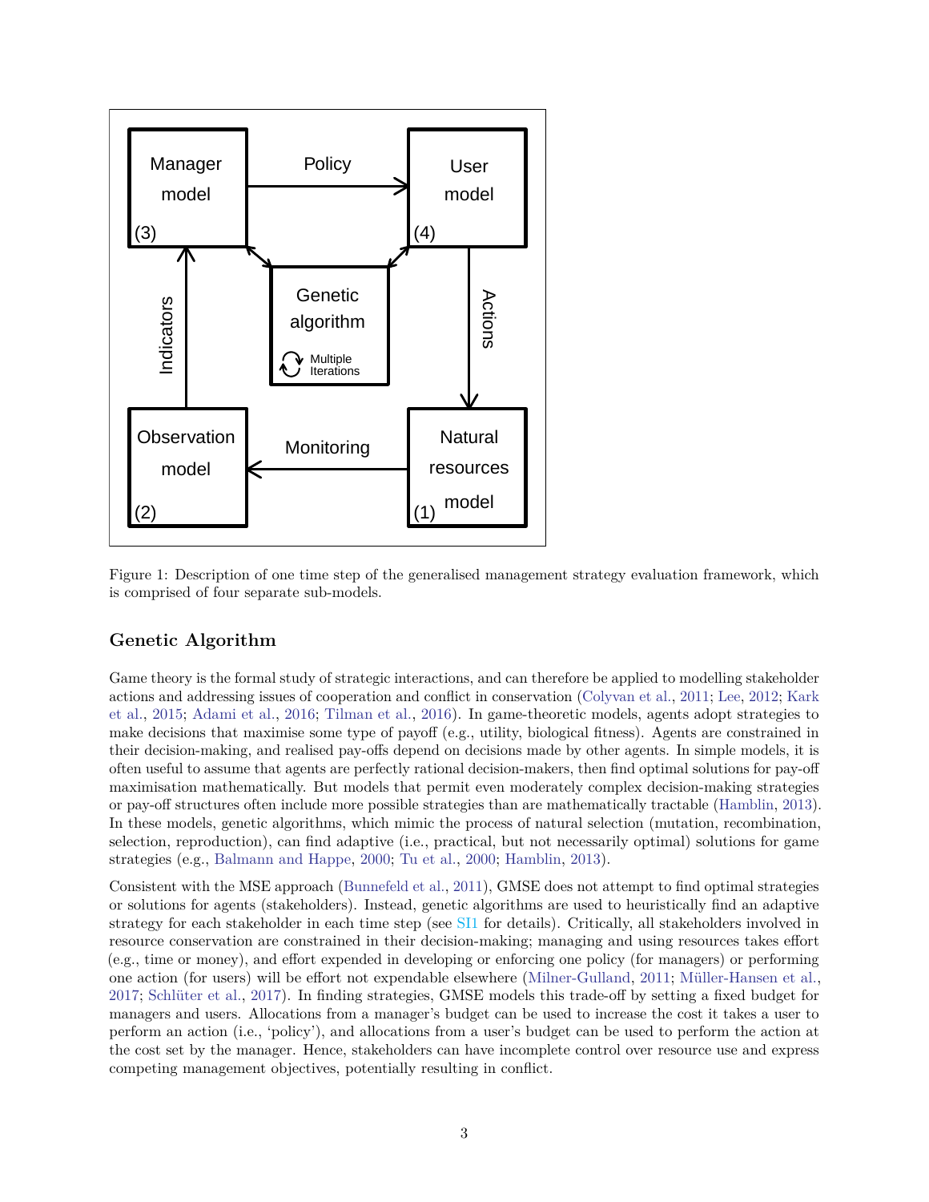Figure 1: Description of one time step of the generalised management strategy evaluation framework, which is comprised of four separate sub-models.

## Genetic Algorithm

Game theory is the formal study of strategic interactions, and can therefore be applied to modelling stakeholder actions and addressing issues of cooperation and conflict in conservation (Colyvan et al., 2011; Lee, 2012; Kark et al., 2015; Adami et al., 2016; Tilman et al., 2016). In game-theoretic models, agents adopt strategies to make decisions that maximise some type of payoff (e.g., utility, biological fitness). Agents are constrained in their decision-making, and realised pay-offs depend on decisions made by other agents. In simple models, it is often useful to assume that agents are perfectly rational decision-makers, then find optimal solutions for pay-off maximisation mathematically. But models that permit even moderately complex decision-making strategies or pay-off structures often include more possible strategies than are mathematically tractable (Hamblin, 2013). In these models, genetic algorithms, which mimic the process of natural selection (mutation, recombination, selection, reproduction), can find adaptive (i.e., practical, but not necessarily optimal) solutions for game strategies (e.g., Balmann and Happe, 2000; Tu et al., 2000; Hamblin, 2013).

Consistent with the MSE approach (Bunnefeld et al., 2011), GMSE does not attempt to find optimal strategies or solutions for agents (stakeholders). Instead, genetic algorithms are used to heuristically find an adaptive strategy for each stakeholder in each time step (see SI1 for details). Critically, all stakeholders involved in resource conservation are constrained in their decision-making; managing and using resources takes effort (e.g., time or money), and effort expended in developing or enforcing one policy (for managers) or performing one action (for users) will be effort not expendable elsewhere (Milner-Gulland, 2011; Müller-Hansen et al., 2017; Schlüter et al., 2017). In finding strategies, GMSE models this trade-off by setting a fixed budget for managers and users. Allocations from a manager's budget can be used to increase the cost it takes a user to perform an action (i.e., 'policy'), and allocations from a user's budget can be used to perform the action at the cost set by the manager. Hence, stakeholders can have incomplete control over resource use and express competing management objectives, potentially resulting in conflict.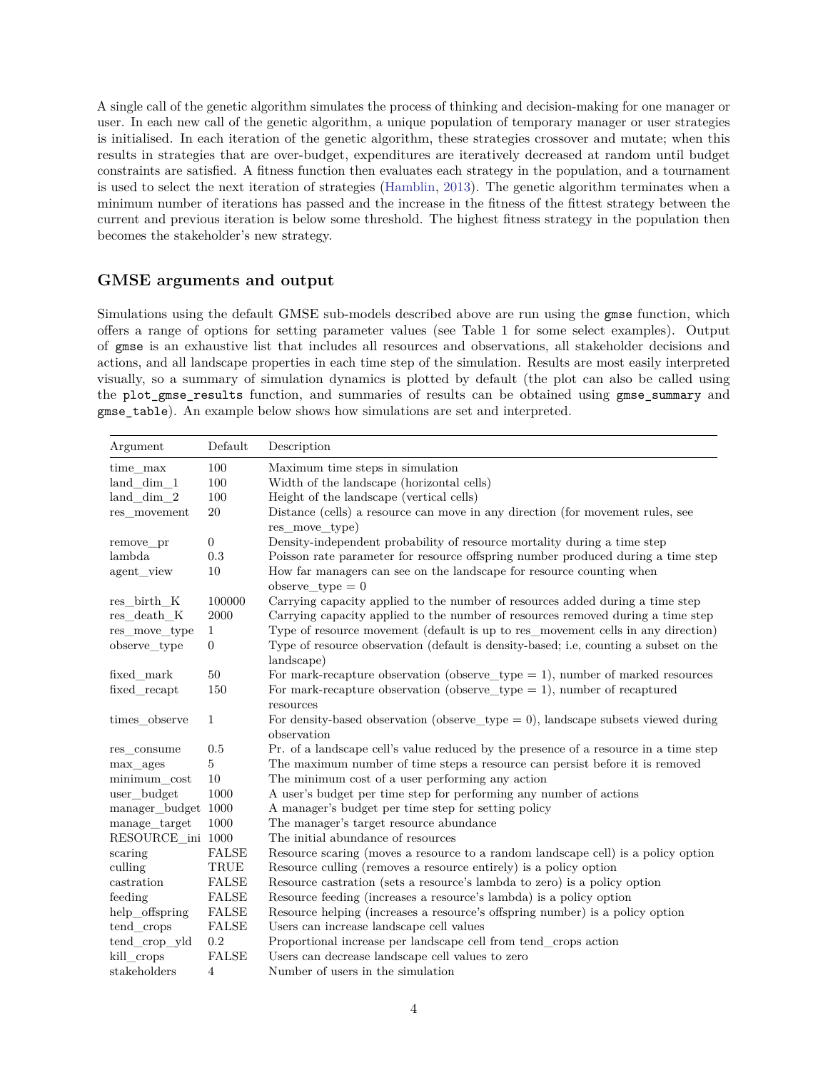A single call of the genetic algorithm simulates the process of thinking and decision-making for one manager or user. In each new call of the genetic algorithm, a unique population of temporary manager or user strategies is initialised. In each iteration of the genetic algorithm, these strategies crossover and mutate; when this results in strategies that are over-budget, expenditures are iteratively decreased at random until budget constraints are satisfied. A fitness function then evaluates each strategy in the population, and a tournament is used to select the next iteration of strategies (Hamblin, 2013). The genetic algorithm terminates when a minimum number of iterations has passed and the increase in the fitness of the fittest strategy between the current and previous iteration is below some threshold. The highest fitness strategy in the population then becomes the stakeholder's new strategy.

## GMSE arguments and output

Simulations using the default GMSE sub-models described above are run using the `gmse` function, which offers a range of options for setting parameter values (see Table 1 for some select examples). Output of `gmse` is an exhaustive list that includes all resources and observations, all stakeholder decisions and actions, and all landscape properties in each time step of the simulation. Results are most easily interpreted visually, so a summary of simulation dynamics is plotted by default (the plot can also be called using the `plot_gmse_results` function, and summaries of results can be obtained using `gmse_summary` and `gmse_table`). An example below shows how simulations are set and interpreted.

| Argument | Default | Description |
| --- | --- | --- |
| time_max | 100 | Maximum time steps in simulation |
| land_dim_1 | 100 | Width of the landscape (horizontal cells) |
| land_dim_2 | 100 | Height of the landscape (vertical cells) |
| res_movement | 20 | Distance (cells) a resource can move in any direction (for movement rules, see res_move_type) |
| remove_pr | 0 | Density-independent probability of resource mortality during a time step |
| lambda | 0.3 | Poisson rate parameter for resource offspring number produced during a time step |
| agent_view | 10 | How far managers can see on the landscape for resource counting when observe_type = 0 |
| res_birth_K | 100000 | Carrying capacity applied to the number of resources added during a time step |
| res_death_K | 2000 | Carrying capacity applied to the number of resources removed during a time step |
| res_move_type | 1 | Type of resource movement (default is up to res_movement cells in any direction) |
| observe_type | 0 | Type of resource observation (default is density-based; i.e, counting a subset on the landscape) |
| fixed_mark | 50 | For mark-recapture observation (observe_type = 1), number of marked resources |
| fixed_recapt | 150 | For mark-recapture observation (observe_type = 1), number of recaptured resources |
| times_observe | 1 | For density-based observation (observe_type = 0), landscape subsets viewed during observation |
| res_consume | 0.5 | Pr. of a landscape cell's value reduced by the presence of a resource in a time step |
| max_ages | 5 | The maximum number of time steps a resource can persist before it is removed |
| minimum_cost | 10 | The minimum cost of a user performing any action |
| user_budget | 1000 | A user's budget per time step for performing any number of actions |
| manager_budget | 1000 | A manager's budget per time step for setting policy |
| manage_target | 1000 | The manager's target resource abundance |
| RESOURCE_ini | 1000 | The initial abundance of resources |
| scaring | FALSE | Resource scaring (moves a resource to a random landscape cell) is a policy option |
| culling | TRUE | Resource culling (removes a resource entirely) is a policy option |
| castration | FALSE | Resource castration (sets a resource's lambda to zero) is a policy option |
| feeding | FALSE | Resource feeding (increases a resource's lambda) is a policy option |
| help_offspring | FALSE | Resource helping (increases a resource's offspring number) is a policy option |
| tend_crops | FALSE | Users can increase landscape cell values |
| tend_crop_yld | 0.2 | Proportional increase per landscape cell from tend_crops action |
| kill_crops | FALSE | Users can decrease landscape cell values to zero |
| stakeholders | 4 | Number of users in the simulation |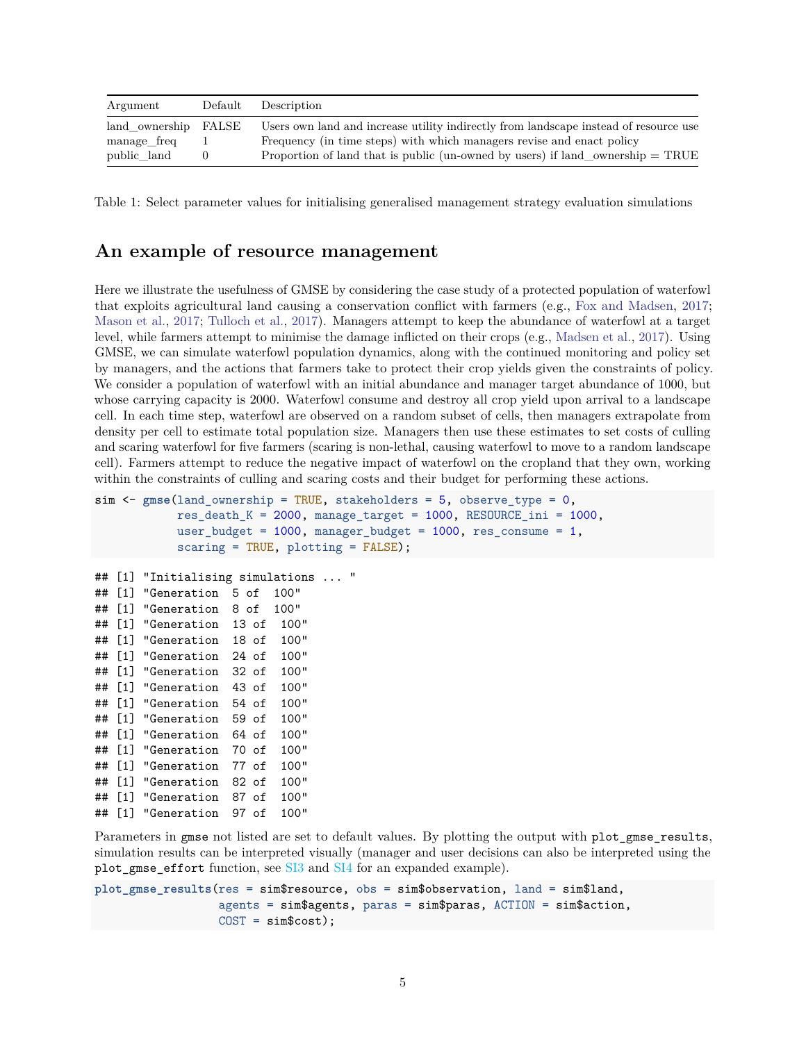| Argument | Default | Description |
|---|---|---|
| land_ownership | FALSE | Users own land and increase utility indirectly from landscape instead of resource use |
| manage_freq | 1 | Frequency (in time steps) with which managers revise and enact policy |
| public_land | 0 | Proportion of land that is public (un-owned by users) if land_ownership = TRUE |

Table 1: Select parameter values for initialising generalised management strategy evaluation simulations

## An example of resource management

Here we illustrate the usefulness of GMSE by considering the case study of a protected population of waterfowl that exploits agricultural land causing a conservation conflict with farmers (e.g., Fox and Madsen, 2017; Mason et al., 2017; Tulloch et al., 2017). Managers attempt to keep the abundance of waterfowl at a target level, while farmers attempt to minimise the damage inflicted on their crops (e.g., Madsen et al., 2017). Using GMSE, we can simulate waterfowl population dynamics, along with the continued monitoring and policy set by managers, and the actions that farmers take to protect their crop yields given the constraints of policy. We consider a population of waterfowl with an initial abundance and manager target abundance of 1000, but whose carrying capacity is 2000. Waterfowl consume and destroy all crop yield upon arrival to a landscape cell. In each time step, waterfowl are observed on a random subset of cells, then managers extrapolate from density per cell to estimate total population size. Managers then use these estimates to set costs of culling and scaring waterfowl for five farmers (scaring is non-lethal, causing waterfowl to move to a random landscape cell). Farmers attempt to reduce the negative impact of waterfowl on the cropland that they own, working within the constraints of culling and scaring costs and their budget for performing these actions.

```
sim <- gmse(land_ownership = TRUE, stakeholders = 5, observe_type = 0,
            res_death_K = 2000, manage_target = 1000, RESOURCE_ini = 1000,
            user_budget = 1000, manager_budget = 1000, res_consume = 1,
            scaring = TRUE, plotting = FALSE);
```

```
## [1] "Initialising simulations ... "
## [1] "Generation  5 of  100"
## [1] "Generation  8 of  100"
## [1] "Generation  13 of  100"
## [1] "Generation  18 of  100"
## [1] "Generation  24 of  100"
## [1] "Generation  32 of  100"
## [1] "Generation  43 of  100"
## [1] "Generation  54 of  100"
## [1] "Generation  59 of  100"
## [1] "Generation  64 of  100"
## [1] "Generation  70 of  100"
## [1] "Generation  77 of  100"
## [1] "Generation  82 of  100"
## [1] "Generation  87 of  100"
## [1] "Generation  97 of  100"
```

Parameters in `gmse` not listed are set to default values. By plotting the output with `plot_gmse_results`, simulation results can be interpreted visually (manager and user decisions can also be interpreted using the `plot_gmse_effort` function, see SI3 and SI4 for an expanded example).

```
plot_gmse_results(res = sim$resource, obs = sim$observation, land = sim$land,
                  agents = sim$agents, paras = sim$paras, ACTION = sim$action,
                  COST = sim$cost);
```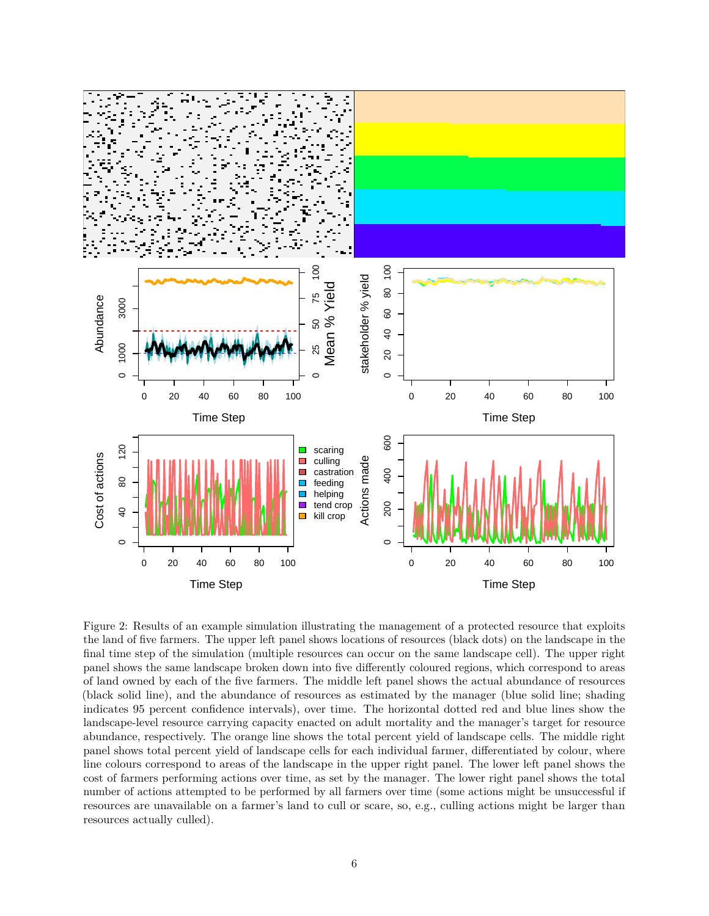Figure 2: Results of an example simulation illustrating the management of a protected resource that exploits the land of five farmers. The upper left panel shows locations of resources (black dots) on the landscape in the final time step of the simulation (multiple resources can occur on the same landscape cell). The upper right panel shows the same landscape broken down into five differently coloured regions, which correspond to areas of land owned by each of the five farmers. The middle left panel shows the actual abundance of resources (black solid line), and the abundance of resources as estimated by the manager (blue solid line; shading indicates 95 percent confidence intervals), over time. The horizontal dotted red and blue lines show the landscape-level resource carrying capacity enacted on adult mortality and the manager's target for resource abundance, respectively. The orange line shows the total percent yield of landscape cells. The middle right panel shows total percent yield of landscape cells for each individual farmer, differentiated by colour, where line colours correspond to areas of the landscape in the upper right panel. The lower left panel shows the cost of farmers performing actions over time, as set by the manager. The lower right panel shows the total number of actions attempted to be performed by all farmers over time (some actions might be unsuccessful if resources are unavailable on a farmer's land to cull or scare, so, e.g., culling actions might be larger than resources actually culled).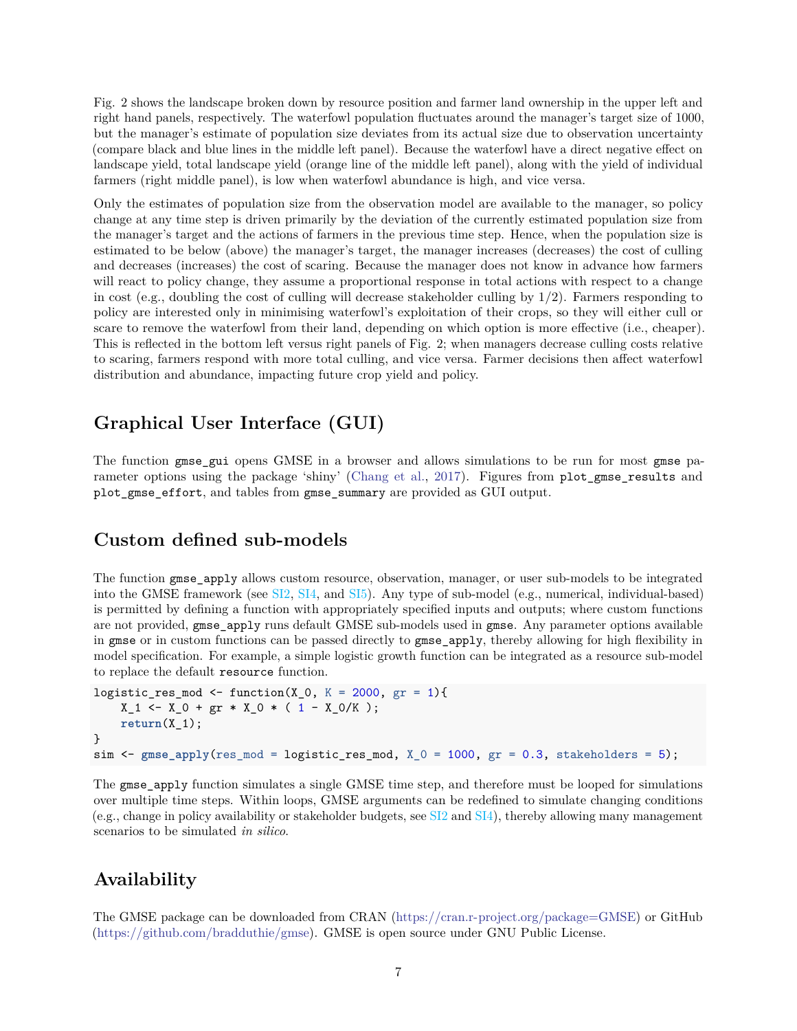Fig. 2 shows the landscape broken down by resource position and farmer land ownership in the upper left and right hand panels, respectively. The waterfowl population fluctuates around the manager's target size of 1000, but the manager's estimate of population size deviates from its actual size due to observation uncertainty (compare black and blue lines in the middle left panel). Because the waterfowl have a direct negative effect on landscape yield, total landscape yield (orange line of the middle left panel), along with the yield of individual farmers (right middle panel), is low when waterfowl abundance is high, and vice versa.

Only the estimates of population size from the observation model are available to the manager, so policy change at any time step is driven primarily by the deviation of the currently estimated population size from the manager's target and the actions of farmers in the previous time step. Hence, when the population size is estimated to be below (above) the manager's target, the manager increases (decreases) the cost of culling and decreases (increases) the cost of scaring. Because the manager does not know in advance how farmers will react to policy change, they assume a proportional response in total actions with respect to a change in cost (e.g., doubling the cost of culling will decrease stakeholder culling by 1/2). Farmers responding to policy are interested only in minimising waterfowl's exploitation of their crops, so they will either cull or scare to remove the waterfowl from their land, depending on which option is more effective (i.e., cheaper). This is reflected in the bottom left versus right panels of Fig. 2; when managers decrease culling costs relative to scaring, farmers respond with more total culling, and vice versa. Farmer decisions then affect waterfowl distribution and abundance, impacting future crop yield and policy.

## Graphical User Interface (GUI)

The function `gmse_gui` opens GMSE in a browser and allows simulations to be run for most `gmse` parameter options using the package 'shiny' (Chang et al., 2017). Figures from `plot_gmse_results` and `plot_gmse_effort`, and tables from `gmse_summary` are provided as GUI output.

## Custom defined sub-models

The function `gmse_apply` allows custom resource, observation, manager, or user sub-models to be integrated into the GMSE framework (see SI2, SI4, and SI5). Any type of sub-model (e.g., numerical, individual-based) is permitted by defining a function with appropriately specified inputs and outputs; where custom functions are not provided, `gmse_apply` runs default GMSE sub-models used in `gmse`. Any parameter options available in `gmse` or in custom functions can be passed directly to `gmse_apply`, thereby allowing for high flexibility in model specification. For example, a simple logistic growth function can be integrated as a resource sub-model to replace the default `resource` function.

```
logistic_res_mod <- function(X_0, K = 2000, gr = 1){
    X_1 <- X_0 + gr * X_0 * ( 1 - X_0/K );
    return(X_1);
}
sim <- gmse_apply(res_mod = logistic_res_mod, X_0 = 1000, gr = 0.3, stakeholders = 5);
```

The `gmse_apply` function simulates a single GMSE time step, and therefore must be looped for simulations over multiple time steps. Within loops, GMSE arguments can be redefined to simulate changing conditions (e.g., change in policy availability or stakeholder budgets, see SI2 and SI4), thereby allowing many management scenarios to be simulated *in silico*.

## Availability

The GMSE package can be downloaded from CRAN (https://cran.r-project.org/package=GMSE) or GitHub (https://github.com/bradduthie/gmse). GMSE is open source under GNU Public License.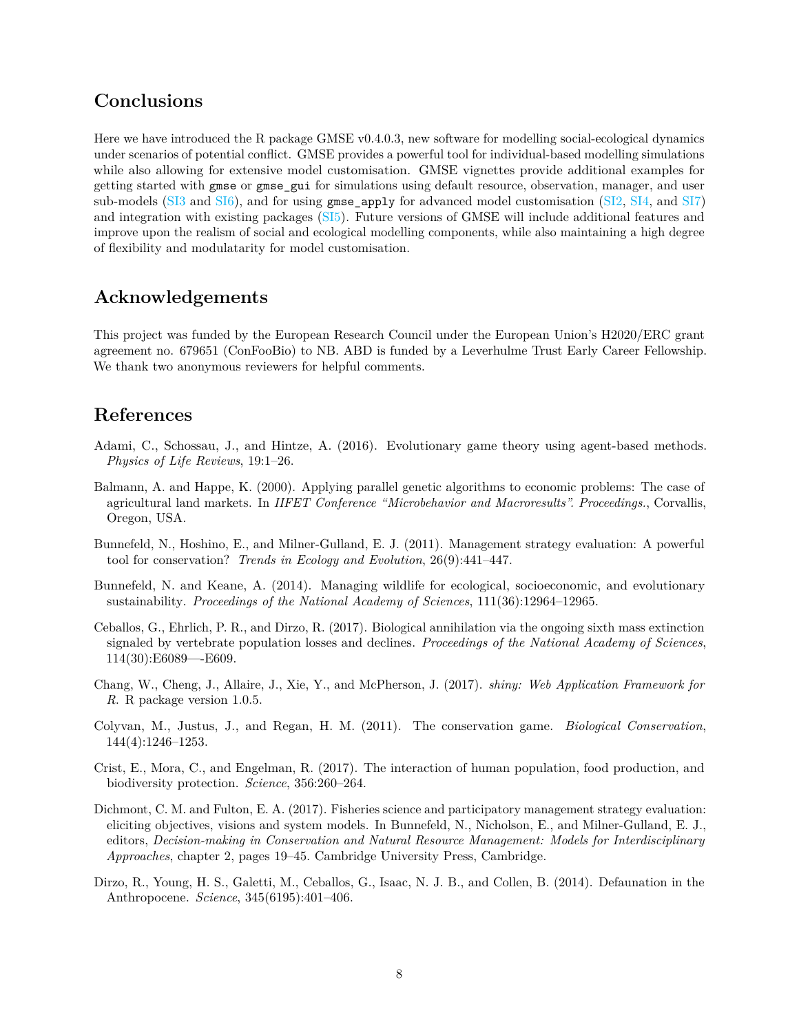## Conclusions

Here we have introduced the R package GMSE v0.4.0.3, new software for modelling social-ecological dynamics under scenarios of potential conflict. GMSE provides a powerful tool for individual-based modelling simulations while also allowing for extensive model customisation. GMSE vignettes provide additional examples for getting started with `gmse` or `gmse_gui` for simulations using default resource, observation, manager, and user sub-models (SI3 and SI6), and for using `gmse_apply` for advanced model customisation (SI2, SI4, and SI7) and integration with existing packages (SI5). Future versions of GMSE will include additional features and improve upon the realism of social and ecological modelling components, while also maintaining a high degree of flexibility and modulatarity for model customisation.

## Acknowledgements

This project was funded by the European Research Council under the European Union's H2020/ERC grant agreement no. 679651 (ConFooBio) to NB. ABD is funded by a Leverhulme Trust Early Career Fellowship. We thank two anonymous reviewers for helpful comments.

## References

Adami, C., Schossau, J., and Hintze, A. (2016). Evolutionary game theory using agent-based methods. *Physics of Life Reviews*, 19:1–26.

Balmann, A. and Happe, K. (2000). Applying parallel genetic algorithms to economic problems: The case of agricultural land markets. In *IIFET Conference "Microbehavior and Macroresults". Proceedings.*, Corvallis, Oregon, USA.

Bunnefeld, N., Hoshino, E., and Milner-Gulland, E. J. (2011). Management strategy evaluation: A powerful tool for conservation? *Trends in Ecology and Evolution*, 26(9):441–447.

Bunnefeld, N. and Keane, A. (2014). Managing wildlife for ecological, socioeconomic, and evolutionary sustainability. *Proceedings of the National Academy of Sciences*, 111(36):12964–12965.

Ceballos, G., Ehrlich, P. R., and Dirzo, R. (2017). Biological annihilation via the ongoing sixth mass extinction signaled by vertebrate population losses and declines. *Proceedings of the National Academy of Sciences*, 114(30):E6089—-E609.

Chang, W., Cheng, J., Allaire, J., Xie, Y., and McPherson, J. (2017). *shiny: Web Application Framework for R.* R package version 1.0.5.

Colyvan, M., Justus, J., and Regan, H. M. (2011). The conservation game. *Biological Conservation*, 144(4):1246–1253.

Crist, E., Mora, C., and Engelman, R. (2017). The interaction of human population, food production, and biodiversity protection. *Science*, 356:260–264.

Dichmont, C. M. and Fulton, E. A. (2017). Fisheries science and participatory management strategy evaluation: eliciting objectives, visions and system models. In Bunnefeld, N., Nicholson, E., and Milner-Gulland, E. J., editors, *Decision-making in Conservation and Natural Resource Management: Models for Interdisciplinary Approaches*, chapter 2, pages 19–45. Cambridge University Press, Cambridge.

Dirzo, R., Young, H. S., Galetti, M., Ceballos, G., Isaac, N. J. B., and Collen, B. (2014). Defaunation in the Anthropocene. *Science*, 345(6195):401–406.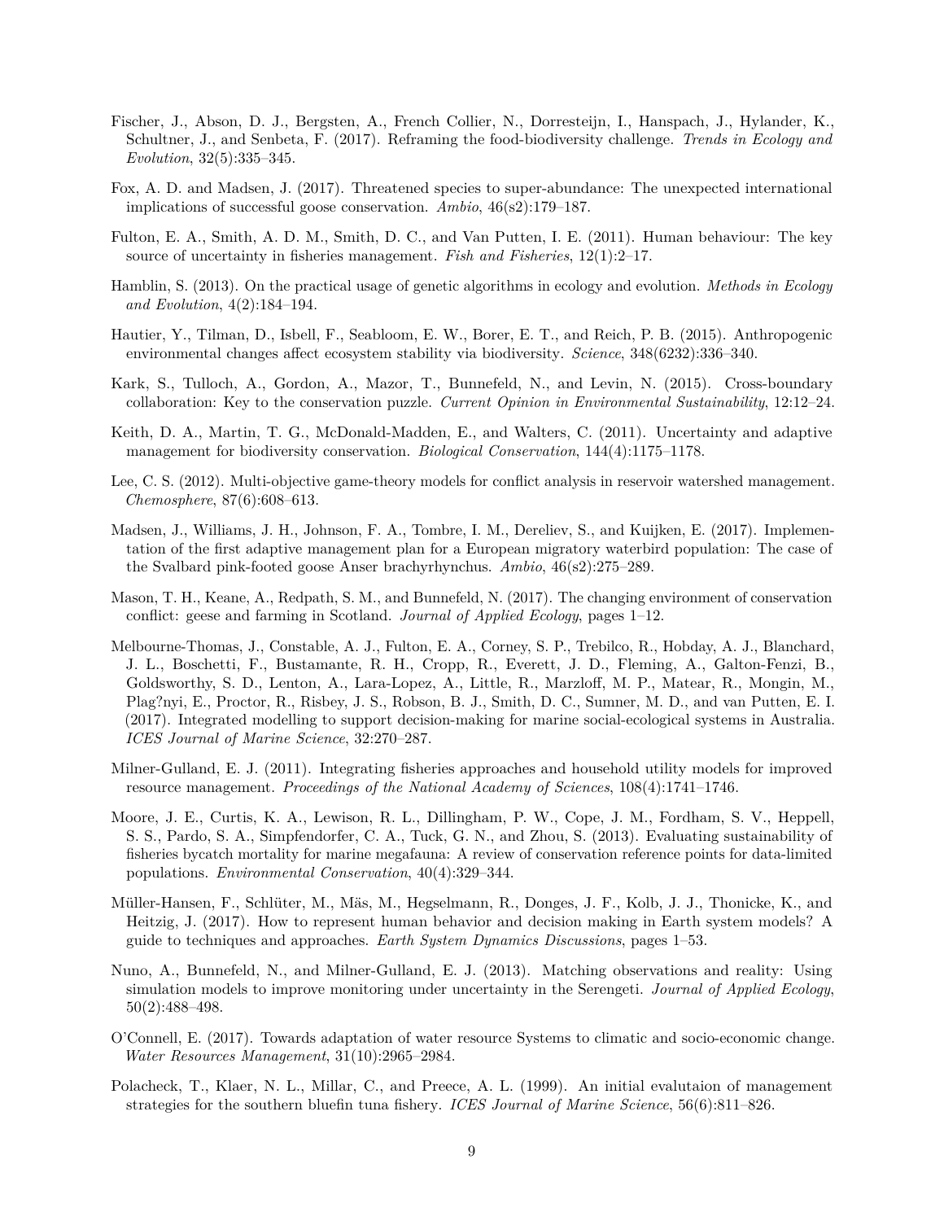Fischer, J., Abson, D. J., Bergsten, A., French Collier, N., Dorresteijn, I., Hanspach, J., Hylander, K., Schultner, J., and Senbeta, F. (2017). Reframing the food-biodiversity challenge. *Trends in Ecology and Evolution*, 32(5):335–345.

Fox, A. D. and Madsen, J. (2017). Threatened species to super-abundance: The unexpected international implications of successful goose conservation. *Ambio*, 46(s2):179–187.

Fulton, E. A., Smith, A. D. M., Smith, D. C., and Van Putten, I. E. (2011). Human behaviour: The key source of uncertainty in fisheries management. *Fish and Fisheries*, 12(1):2–17.

Hamblin, S. (2013). On the practical usage of genetic algorithms in ecology and evolution. *Methods in Ecology and Evolution*, 4(2):184–194.

Hautier, Y., Tilman, D., Isbell, F., Seabloom, E. W., Borer, E. T., and Reich, P. B. (2015). Anthropogenic environmental changes affect ecosystem stability via biodiversity. *Science*, 348(6232):336–340.

Kark, S., Tulloch, A., Gordon, A., Mazor, T., Bunnefeld, N., and Levin, N. (2015). Cross-boundary collaboration: Key to the conservation puzzle. *Current Opinion in Environmental Sustainability*, 12:12–24.

Keith, D. A., Martin, T. G., McDonald-Madden, E., and Walters, C. (2011). Uncertainty and adaptive management for biodiversity conservation. *Biological Conservation*, 144(4):1175–1178.

Lee, C. S. (2012). Multi-objective game-theory models for conflict analysis in reservoir watershed management. *Chemosphere*, 87(6):608–613.

Madsen, J., Williams, J. H., Johnson, F. A., Tombre, I. M., Dereliev, S., and Kuijken, E. (2017). Implementation of the first adaptive management plan for a European migratory waterbird population: The case of the Svalbard pink-footed goose Anser brachyrhynchus. *Ambio*, 46(s2):275–289.

Mason, T. H., Keane, A., Redpath, S. M., and Bunnefeld, N. (2017). The changing environment of conservation conflict: geese and farming in Scotland. *Journal of Applied Ecology*, pages 1–12.

Melbourne-Thomas, J., Constable, A. J., Fulton, E. A., Corney, S. P., Trebilco, R., Hobday, A. J., Blanchard, J. L., Boschetti, F., Bustamante, R. H., Cropp, R., Everett, J. D., Fleming, A., Galton-Fenzi, B., Goldsworthy, S. D., Lenton, A., Lara-Lopez, A., Little, R., Marzloff, M. P., Matear, R., Mongin, M., Plag?nyi, E., Proctor, R., Risbey, J. S., Robson, B. J., Smith, D. C., Sumner, M. D., and van Putten, E. I. (2017). Integrated modelling to support decision-making for marine social-ecological systems in Australia. *ICES Journal of Marine Science*, 32:270–287.

Milner-Gulland, E. J. (2011). Integrating fisheries approaches and household utility models for improved resource management. *Proceedings of the National Academy of Sciences*, 108(4):1741–1746.

Moore, J. E., Curtis, K. A., Lewison, R. L., Dillingham, P. W., Cope, J. M., Fordham, S. V., Heppell, S. S., Pardo, S. A., Simpfendorfer, C. A., Tuck, G. N., and Zhou, S. (2013). Evaluating sustainability of fisheries bycatch mortality for marine megafauna: A review of conservation reference points for data-limited populations. *Environmental Conservation*, 40(4):329–344.

Müller-Hansen, F., Schlüter, M., Mäs, M., Hegselmann, R., Donges, J. F., Kolb, J. J., Thonicke, K., and Heitzig, J. (2017). How to represent human behavior and decision making in Earth system models? A guide to techniques and approaches. *Earth System Dynamics Discussions*, pages 1–53.

Nuno, A., Bunnefeld, N., and Milner-Gulland, E. J. (2013). Matching observations and reality: Using simulation models to improve monitoring under uncertainty in the Serengeti. *Journal of Applied Ecology*, 50(2):488–498.

O'Connell, E. (2017). Towards adaptation of water resource Systems to climatic and socio-economic change. *Water Resources Management*, 31(10):2965–2984.

Polacheck, T., Klaer, N. L., Millar, C., and Preece, A. L. (1999). An initial evalutaion of management strategies for the southern bluefin tuna fishery. *ICES Journal of Marine Science*, 56(6):811–826.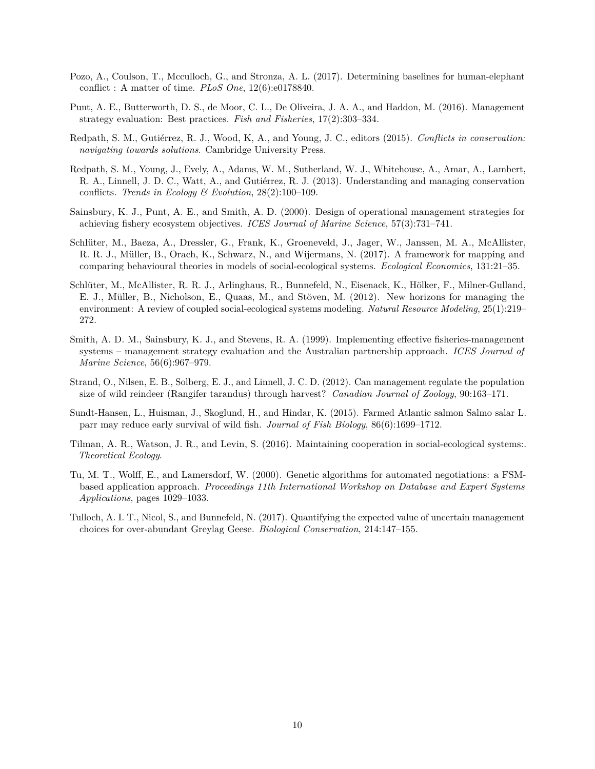Pozo, A., Coulson, T., Mcculloch, G., and Stronza, A. L. (2017). Determining baselines for human-elephant conflict : A matter of time. *PLoS One*, 12(6):e0178840.

Punt, A. E., Butterworth, D. S., de Moor, C. L., De Oliveira, J. A. A., and Haddon, M. (2016). Management strategy evaluation: Best practices. *Fish and Fisheries*, 17(2):303–334.

Redpath, S. M., Gutiérrez, R. J., Wood, K, A., and Young, J. C., editors (2015). *Conflicts in conservation: navigating towards solutions*. Cambridge University Press.

Redpath, S. M., Young, J., Evely, A., Adams, W. M., Sutherland, W. J., Whitehouse, A., Amar, A., Lambert, R. A., Linnell, J. D. C., Watt, A., and Gutiérrez, R. J. (2013). Understanding and managing conservation conflicts. *Trends in Ecology & Evolution*, 28(2):100–109.

Sainsbury, K. J., Punt, A. E., and Smith, A. D. (2000). Design of operational management strategies for achieving fishery ecosystem objectives. *ICES Journal of Marine Science*, 57(3):731–741.

Schlüter, M., Baeza, A., Dressler, G., Frank, K., Groeneveld, J., Jager, W., Janssen, M. A., McAllister, R. R. J., Müller, B., Orach, K., Schwarz, N., and Wijermans, N. (2017). A framework for mapping and comparing behavioural theories in models of social-ecological systems. *Ecological Economics*, 131:21–35.

Schlüter, M., McAllister, R. R. J., Arlinghaus, R., Bunnefeld, N., Eisenack, K., Hölker, F., Milner-Gulland, E. J., Müller, B., Nicholson, E., Quaas, M., and Stöven, M. (2012). New horizons for managing the environment: A review of coupled social-ecological systems modeling. *Natural Resource Modeling*, 25(1):219–272.

Smith, A. D. M., Sainsbury, K. J., and Stevens, R. A. (1999). Implementing effective fisheries-management systems – management strategy evaluation and the Australian partnership approach. *ICES Journal of Marine Science*, 56(6):967–979.

Strand, O., Nilsen, E. B., Solberg, E. J., and Linnell, J. C. D. (2012). Can management regulate the population size of wild reindeer (Rangifer tarandus) through harvest? *Canadian Journal of Zoology*, 90:163–171.

Sundt-Hansen, L., Huisman, J., Skoglund, H., and Hindar, K. (2015). Farmed Atlantic salmon Salmo salar L. parr may reduce early survival of wild fish. *Journal of Fish Biology*, 86(6):1699–1712.

Tilman, A. R., Watson, J. R., and Levin, S. (2016). Maintaining cooperation in social-ecological systems:. *Theoretical Ecology*.

Tu, M. T., Wolff, E., and Lamersdorf, W. (2000). Genetic algorithms for automated negotiations: a FSM-based application approach. *Proceedings 11th International Workshop on Database and Expert Systems Applications*, pages 1029–1033.

Tulloch, A. I. T., Nicol, S., and Bunnefeld, N. (2017). Quantifying the expected value of uncertain management choices for over-abundant Greylag Geese. *Biological Conservation*, 214:147–155.